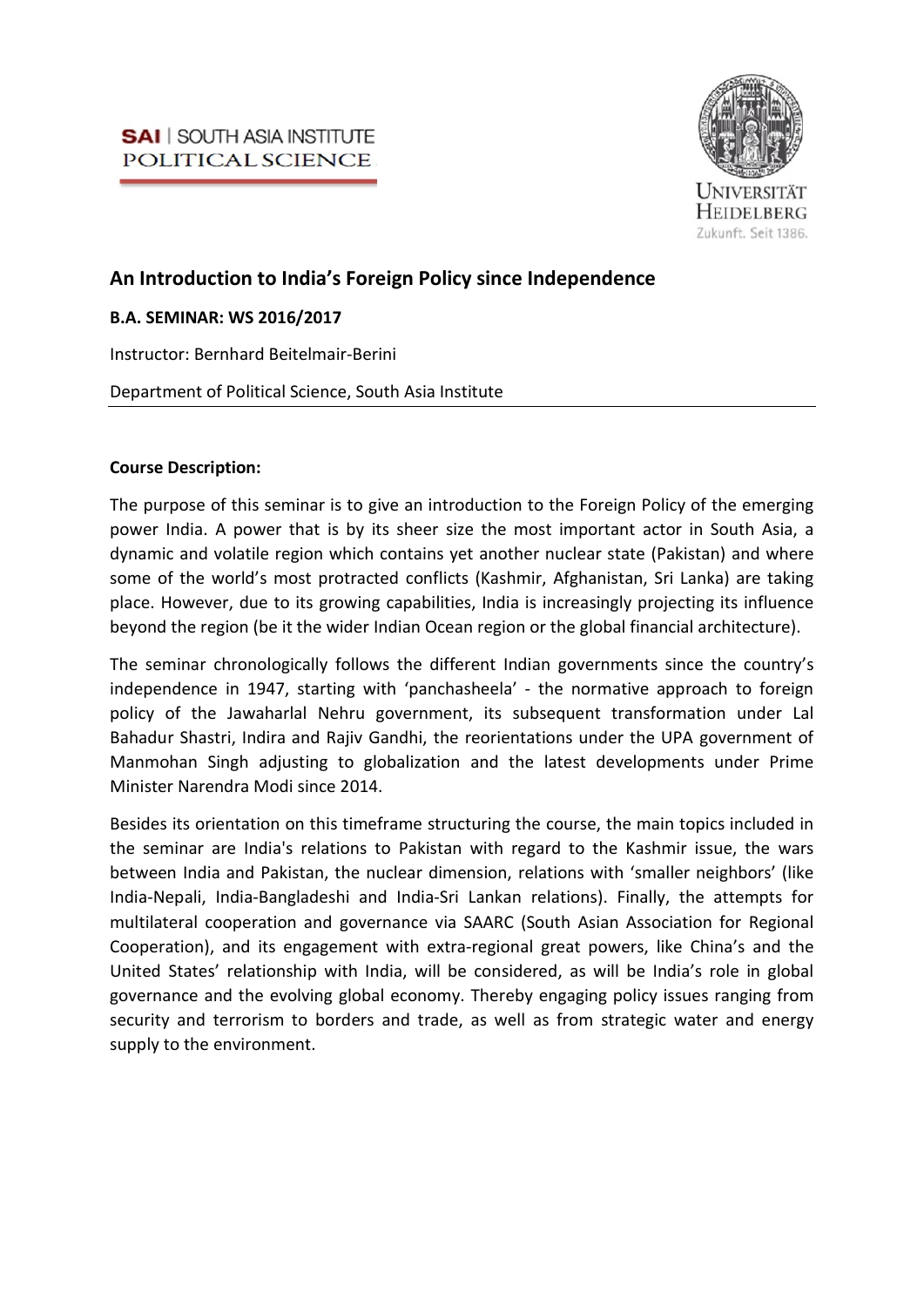SAI | SOUTH ASIA INSTITUTE
POLITICAL SCIENCE

UNIVERSITÄT
HEIDELBERG
Zukunft. Seit 1386.

# An Introduction to India's Foreign Policy since Independence

**B.A. SEMINAR: WS 2016/2017**

Instructor: Bernhard Beitelmair-Berini

Department of Political Science, South Asia Institute

---

**Course Description:**

The purpose of this seminar is to give an introduction to the Foreign Policy of the emerging power India. A power that is by its sheer size the most important actor in South Asia, a dynamic and volatile region which contains yet another nuclear state (Pakistan) and where some of the world's most protracted conflicts (Kashmir, Afghanistan, Sri Lanka) are taking place. However, due to its growing capabilities, India is increasingly projecting its influence beyond the region (be it the wider Indian Ocean region or the global financial architecture).

The seminar chronologically follows the different Indian governments since the country's independence in 1947, starting with 'panchasheela' - the normative approach to foreign policy of the Jawaharlal Nehru government, its subsequent transformation under Lal Bahadur Shastri, Indira and Rajiv Gandhi, the reorientations under the UPA government of Manmohan Singh adjusting to globalization and the latest developments under Prime Minister Narendra Modi since 2014.

Besides its orientation on this timeframe structuring the course, the main topics included in the seminar are India's relations to Pakistan with regard to the Kashmir issue, the wars between India and Pakistan, the nuclear dimension, relations with 'smaller neighbors' (like India-Nepali, India-Bangladeshi and India-Sri Lankan relations). Finally, the attempts for multilateral cooperation and governance via SAARC (South Asian Association for Regional Cooperation), and its engagement with extra-regional great powers, like China's and the United States' relationship with India, will be considered, as will be India's role in global governance and the evolving global economy. Thereby engaging policy issues ranging from security and terrorism to borders and trade, as well as from strategic water and energy supply to the environment.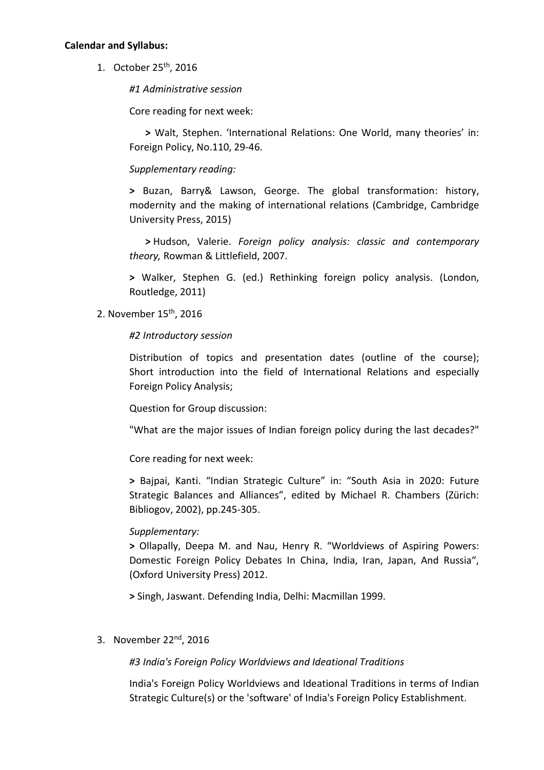**Calendar and Syllabus:**

1. October 25th, 2016

   *#1 Administrative session*

   Core reading for next week:

   > Walt, Stephen. 'International Relations: One World, many theories' in: Foreign Policy, No.110, 29-46.

   *Supplementary reading:*

   > Buzan, Barry& Lawson, George. The global transformation: history, modernity and the making of international relations (Cambridge, Cambridge University Press, 2015)

   > Hudson, Valerie. *Foreign policy analysis: classic and contemporary theory,* Rowman & Littlefield, 2007.

   > Walker, Stephen G. (ed.) Rethinking foreign policy analysis. (London, Routledge, 2011)

2. November 15th, 2016

   *#2 Introductory session*

   Distribution of topics and presentation dates (outline of the course); Short introduction into the field of International Relations and especially Foreign Policy Analysis;

   Question for Group discussion:

   "What are the major issues of Indian foreign policy during the last decades?"

   Core reading for next week:

   > Bajpai, Kanti. "Indian Strategic Culture" in: "South Asia in 2020: Future Strategic Balances and Alliances", edited by Michael R. Chambers (Zürich: Bibliogov, 2002), pp.245-305.

   *Supplementary:*

   > Ollapally, Deepa M. and Nau, Henry R. "Worldviews of Aspiring Powers: Domestic Foreign Policy Debates In China, India, Iran, Japan, And Russia", (Oxford University Press) 2012.

   > Singh, Jaswant. Defending India, Delhi: Macmillan 1999.

3. November 22nd, 2016

   *#3 India's Foreign Policy Worldviews and Ideational Traditions*

   India's Foreign Policy Worldviews and Ideational Traditions in terms of Indian Strategic Culture(s) or the 'software' of India's Foreign Policy Establishment.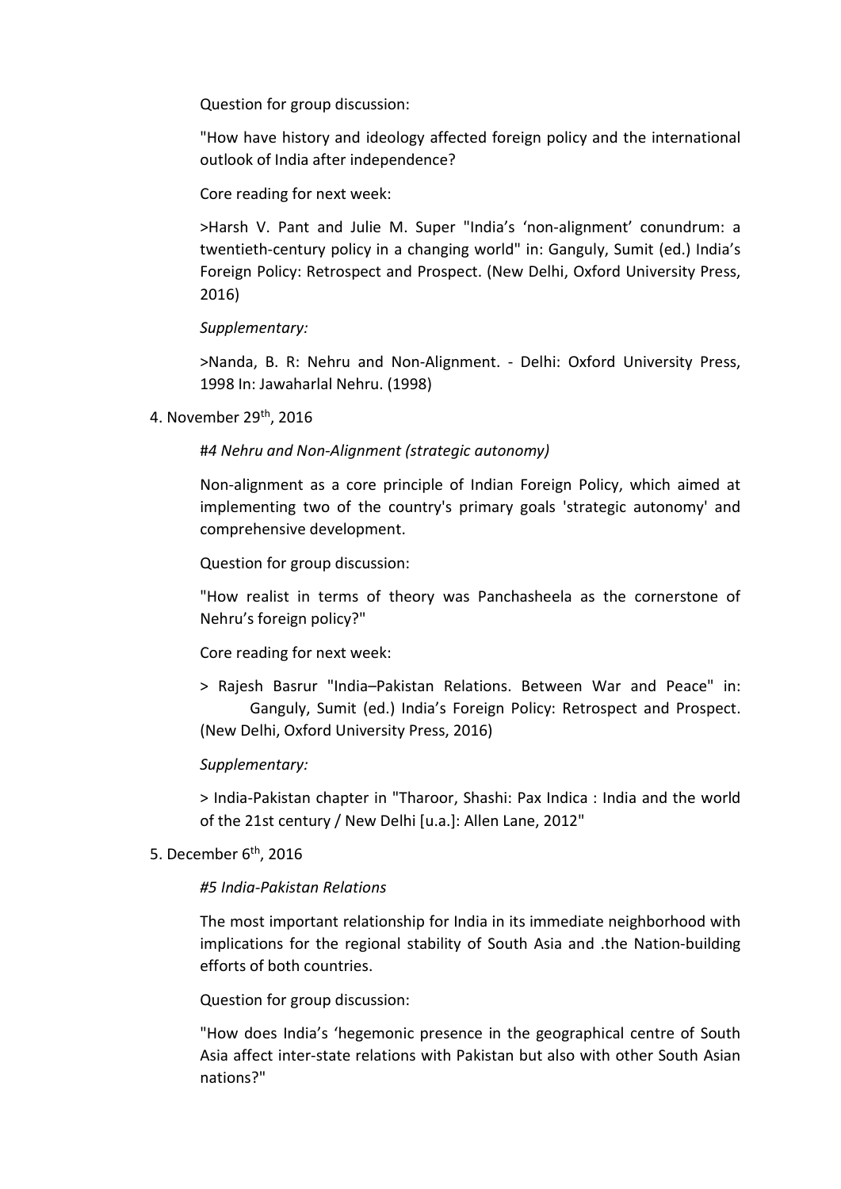Question for group discussion:

"How have history and ideology affected foreign policy and the international outlook of India after independence?

Core reading for next week:

>Harsh V. Pant and Julie M. Super "India's 'non-alignment' conundrum: a twentieth-century policy in a changing world" in: Ganguly, Sumit (ed.) India's Foreign Policy: Retrospect and Prospect. (New Delhi, Oxford University Press, 2016)

*Supplementary:*

>Nanda, B. R: Nehru and Non-Alignment. - Delhi: Oxford University Press, 1998 In: Jawaharlal Nehru. (1998)

4. November 29th, 2016

*#4 Nehru and Non-Alignment (strategic autonomy)*

Non-alignment as a core principle of Indian Foreign Policy, which aimed at implementing two of the country's primary goals 'strategic autonomy' and comprehensive development.

Question for group discussion:

"How realist in terms of theory was Panchasheela as the cornerstone of Nehru's foreign policy?"

Core reading for next week:

> Rajesh Basrur "India–Pakistan Relations. Between War and Peace" in: Ganguly, Sumit (ed.) India's Foreign Policy: Retrospect and Prospect. (New Delhi, Oxford University Press, 2016)

*Supplementary:*

> India-Pakistan chapter in "Tharoor, Shashi: Pax Indica : India and the world of the 21st century / New Delhi [u.a.]: Allen Lane, 2012"

5. December 6th, 2016

*#5 India-Pakistan Relations*

The most important relationship for India in its immediate neighborhood with implications for the regional stability of South Asia and .the Nation-building efforts of both countries.

Question for group discussion:

"How does India's 'hegemonic presence in the geographical centre of South Asia affect inter-state relations with Pakistan but also with other South Asian nations?"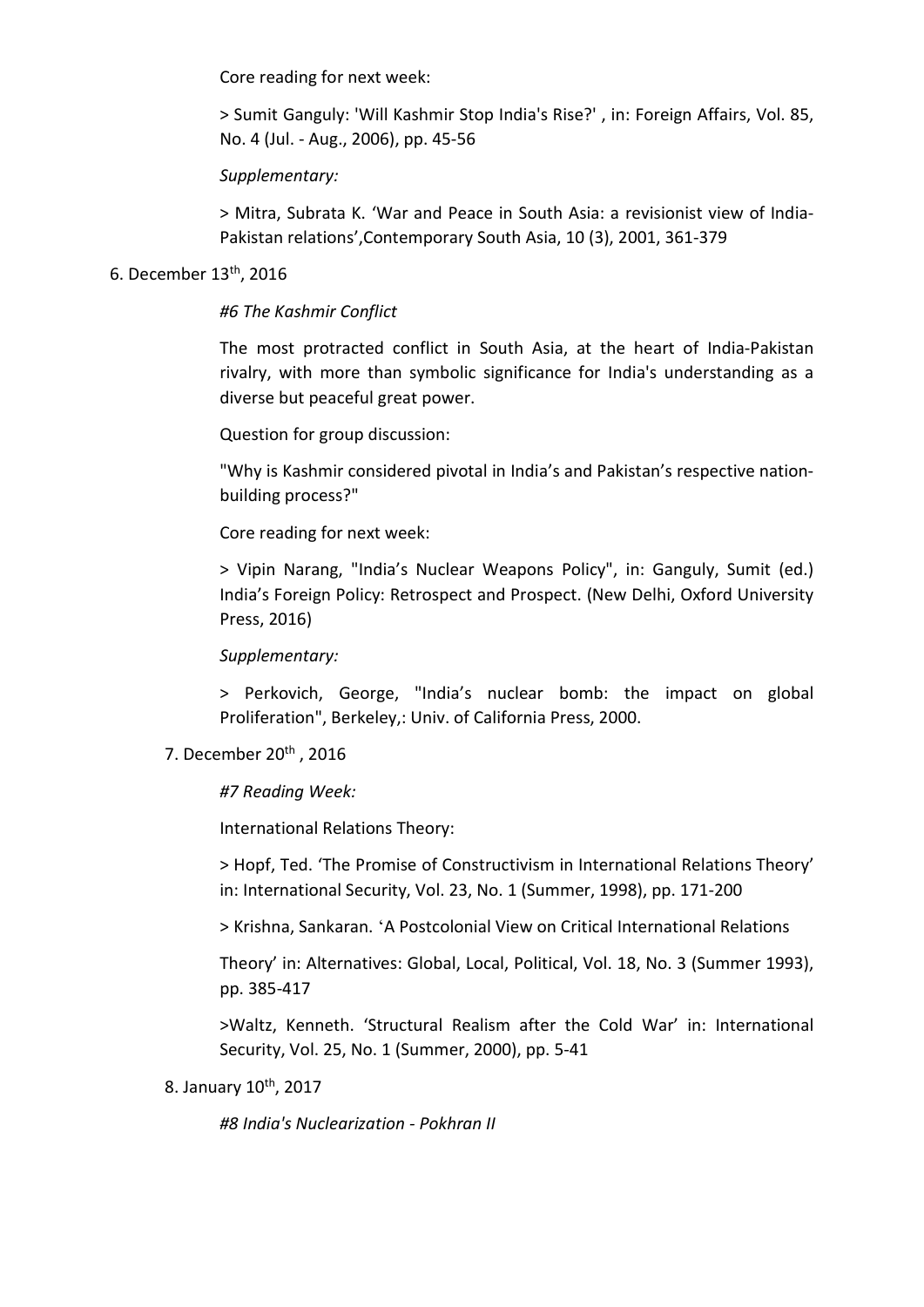Core reading for next week:

> Sumit Ganguly: 'Will Kashmir Stop India's Rise?' , in: Foreign Affairs, Vol. 85, No. 4 (Jul. - Aug., 2006), pp. 45-56

*Supplementary:*

> Mitra, Subrata K. 'War and Peace in South Asia: a revisionist view of India-Pakistan relations',Contemporary South Asia, 10 (3), 2001, 361-379

6. December 13th, 2016

*#6 The Kashmir Conflict*

The most protracted conflict in South Asia, at the heart of India-Pakistan rivalry, with more than symbolic significance for India's understanding as a diverse but peaceful great power.

Question for group discussion:

"Why is Kashmir considered pivotal in India's and Pakistan's respective nation-building process?"

Core reading for next week:

> Vipin Narang, "India's Nuclear Weapons Policy", in: Ganguly, Sumit (ed.) India's Foreign Policy: Retrospect and Prospect. (New Delhi, Oxford University Press, 2016)

*Supplementary:*

> Perkovich, George, "India's nuclear bomb: the impact on global Proliferation", Berkeley,: Univ. of California Press, 2000.

7. December 20th , 2016

*#7 Reading Week:*

International Relations Theory:

> Hopf, Ted. 'The Promise of Constructivism in International Relations Theory' in: International Security, Vol. 23, No. 1 (Summer, 1998), pp. 171-200

> Krishna, Sankaran. 'A Postcolonial View on Critical International Relations

Theory' in: Alternatives: Global, Local, Political, Vol. 18, No. 3 (Summer 1993), pp. 385-417

>Waltz, Kenneth. 'Structural Realism after the Cold War' in: International Security, Vol. 25, No. 1 (Summer, 2000), pp. 5-41

8. January 10th, 2017

*#8 India's Nuclearization - Pokhran II*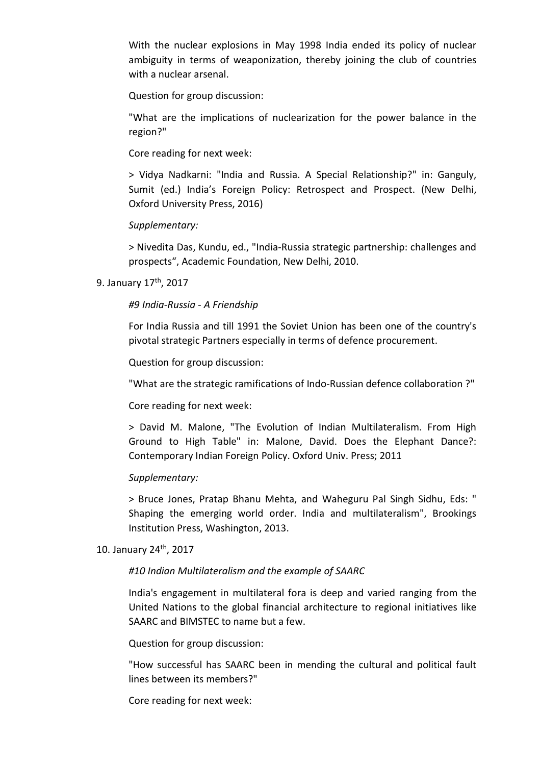With the nuclear explosions in May 1998 India ended its policy of nuclear ambiguity in terms of weaponization, thereby joining the club of countries with a nuclear arsenal.

Question for group discussion:

"What are the implications of nuclearization for the power balance in the region?"

Core reading for next week:

> Vidya Nadkarni: "India and Russia. A Special Relationship?" in: Ganguly, Sumit (ed.) India's Foreign Policy: Retrospect and Prospect. (New Delhi, Oxford University Press, 2016)

*Supplementary:*

> Nivedita Das, Kundu, ed., "India-Russia strategic partnership: challenges and prospects", Academic Foundation, New Delhi, 2010.

9. January 17th, 2017

*#9 India-Russia - A Friendship*

For India Russia and till 1991 the Soviet Union has been one of the country's pivotal strategic Partners especially in terms of defence procurement.

Question for group discussion:

"What are the strategic ramifications of Indo-Russian defence collaboration ?"

Core reading for next week:

> David M. Malone, "The Evolution of Indian Multilateralism. From High Ground to High Table" in: Malone, David. Does the Elephant Dance?: Contemporary Indian Foreign Policy. Oxford Univ. Press; 2011

*Supplementary:*

> Bruce Jones, Pratap Bhanu Mehta, and Waheguru Pal Singh Sidhu, Eds: " Shaping the emerging world order. India and multilateralism", Brookings Institution Press, Washington, 2013.

10. January 24th, 2017

*#10 Indian Multilateralism and the example of SAARC*

India's engagement in multilateral fora is deep and varied ranging from the United Nations to the global financial architecture to regional initiatives like SAARC and BIMSTEC to name but a few.

Question for group discussion:

"How successful has SAARC been in mending the cultural and political fault lines between its members?"

Core reading for next week: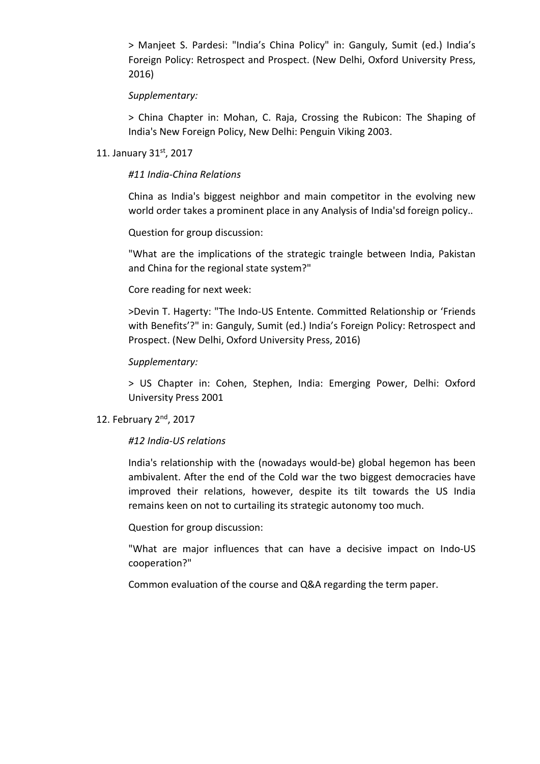> Manjeet S. Pardesi: "India's China Policy" in: Ganguly, Sumit (ed.) India's Foreign Policy: Retrospect and Prospect. (New Delhi, Oxford University Press, 2016)

*Supplementary:*

> China Chapter in: Mohan, C. Raja, Crossing the Rubicon: The Shaping of India's New Foreign Policy, New Delhi: Penguin Viking 2003.

11. January 31st, 2017

*#11 India-China Relations*

China as India's biggest neighbor and main competitor in the evolving new world order takes a prominent place in any Analysis of India'sd foreign policy..

Question for group discussion:

"What are the implications of the strategic traingle between India, Pakistan and China for the regional state system?"

Core reading for next week:

>Devin T. Hagerty: "The Indo-US Entente. Committed Relationship or 'Friends with Benefits'?" in: Ganguly, Sumit (ed.) India's Foreign Policy: Retrospect and Prospect. (New Delhi, Oxford University Press, 2016)

*Supplementary:*

> US Chapter in: Cohen, Stephen, India: Emerging Power, Delhi: Oxford University Press 2001

12. February 2nd, 2017

*#12 India-US relations*

India's relationship with the (nowadays would-be) global hegemon has been ambivalent. After the end of the Cold war the two biggest democracies have improved their relations, however, despite its tilt towards the US India remains keen on not to curtailing its strategic autonomy too much.

Question for group discussion:

"What are major influences that can have a decisive impact on Indo-US cooperation?"

Common evaluation of the course and Q&A regarding the term paper.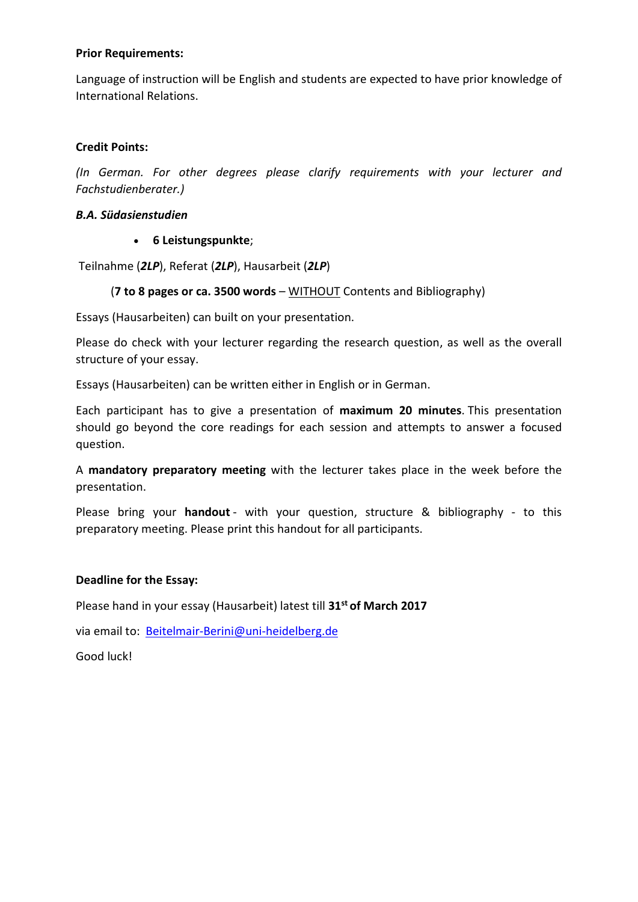**Prior Requirements:**

Language of instruction will be English and students are expected to have prior knowledge of International Relations.

**Credit Points:**

*(In German. For other degrees please clarify requirements with your lecturer and Fachstudienberater.)*

***B.A. Südasienstudien***

- **6 Leistungspunkte**;

Teilnahme (***2LP***), Referat (***2LP***), Hausarbeit (***2LP***)

(**7 to 8 pages or ca. 3500 words** – <u>WITHOUT</u> Contents and Bibliography)

Essays (Hausarbeiten) can built on your presentation.

Please do check with your lecturer regarding the research question, as well as the overall structure of your essay.

Essays (Hausarbeiten) can be written either in English or in German.

Each participant has to give a presentation of **maximum 20 minutes**. This presentation should go beyond the core readings for each session and attempts to answer a focused question.

A **mandatory preparatory meeting** with the lecturer takes place in the week before the presentation.

Please bring your **handout** - with your question, structure & bibliography - to this preparatory meeting. Please print this handout for all participants.

**Deadline for the Essay:**

Please hand in your essay (Hausarbeit) latest till **31st of March 2017**

via email to: Beitelmair-Berini@uni-heidelberg.de

Good luck!